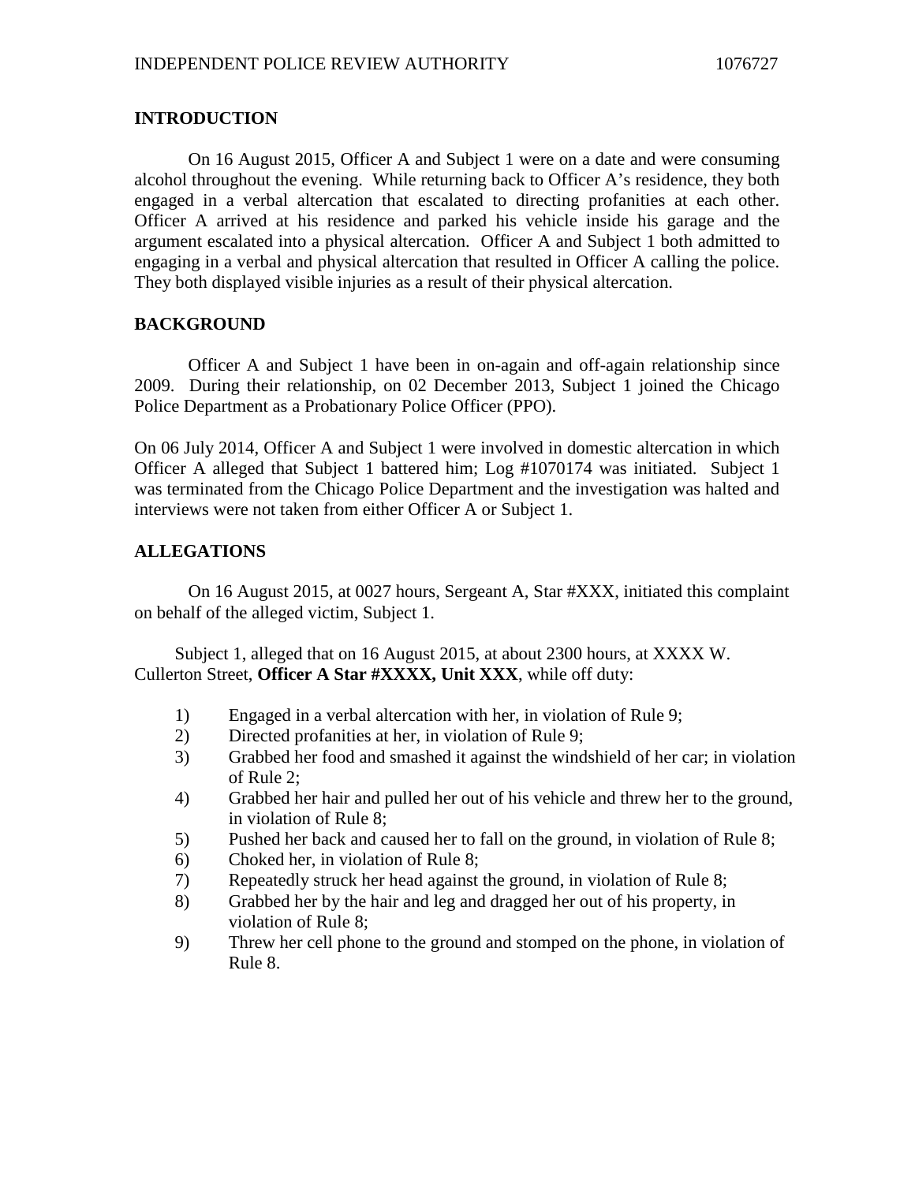## INTRODUCTION

On 16 August 2015, Officer A and Subject 1 were on a date and were consuming alcohol throughout the evening. While returning back to Officer A's residence, they both engaged in a verbal altercation that escalated to directing profanities at each other. Officer A arrived at his residence and parked his vehicle inside his garage and the argument escalated into a physical altercation. Officer A and Subject 1 both admitted to engaging in a verbal and physical altercation that resulted in Officer A calling the police. They both displayed visible injuries as a result of their physical altercation.

## BACKGROUND

Officer A and Subject 1 have been in on-again and off-again relationship since 2009. During their relationship, on 02 December 2013, Subject 1 joined the Chicago Police Department as a Probationary Police Officer (PPO).

On 06 July 2014, Officer A and Subject 1 were involved in domestic altercation in which Officer A alleged that Subject 1 battered him; Log #1070174 was initiated. Subject 1 was terminated from the Chicago Police Department and the investigation was halted and interviews were not taken from either Officer A or Subject 1.

## ALLEGATIONS

On 16 August 2015, at 0027 hours, Sergeant A, Star #XXX, initiated this complaint on behalf of the alleged victim, Subject 1.

Subject 1, alleged that on 16 August 2015, at about 2300 hours, at XXXX W. Cullerton Street, **Officer A Star #XXXX, Unit XXX**, while off duty:

1) Engaged in a verbal altercation with her, in violation of Rule 9;
2) Directed profanities at her, in violation of Rule 9;
3) Grabbed her food and smashed it against the windshield of her car; in violation of Rule 2;
4) Grabbed her hair and pulled her out of his vehicle and threw her to the ground, in violation of Rule 8;
5) Pushed her back and caused her to fall on the ground, in violation of Rule 8;
6) Choked her, in violation of Rule 8;
7) Repeatedly struck her head against the ground, in violation of Rule 8;
8) Grabbed her by the hair and leg and dragged her out of his property, in violation of Rule 8;
9) Threw her cell phone to the ground and stomped on the phone, in violation of Rule 8.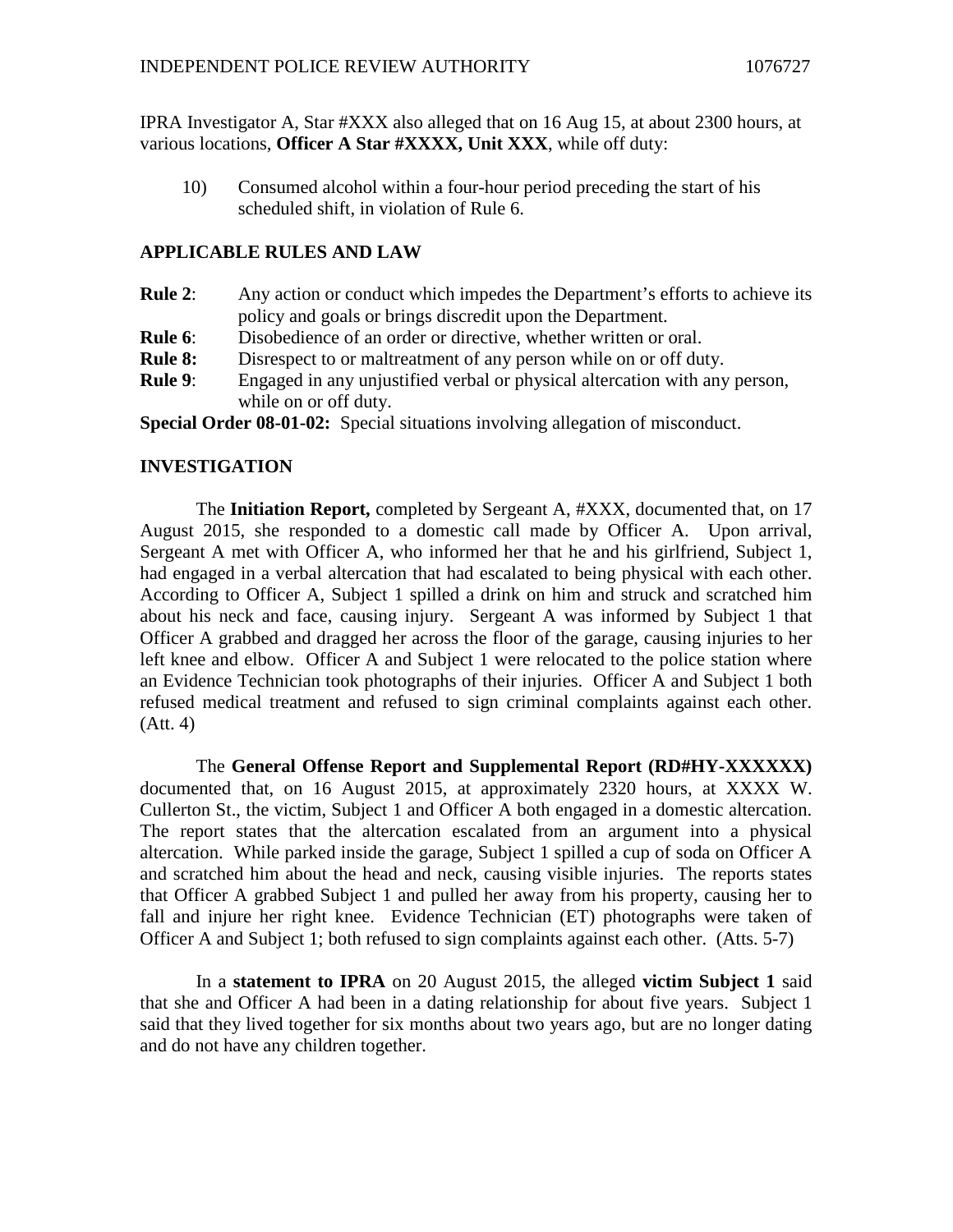IPRA Investigator A, Star #XXX also alleged that on 16 Aug 15, at about 2300 hours, at various locations, **Officer A Star #XXXX, Unit XXX**, while off duty:

10) Consumed alcohol within a four-hour period preceding the start of his scheduled shift, in violation of Rule 6.

## APPLICABLE RULES AND LAW

**Rule 2**: Any action or conduct which impedes the Department's efforts to achieve its policy and goals or brings discredit upon the Department.

**Rule 6**: Disobedience of an order or directive, whether written or oral.

**Rule 8:** Disrespect to or maltreatment of any person while on or off duty.

**Rule 9**: Engaged in any unjustified verbal or physical altercation with any person, while on or off duty.

**Special Order 08-01-02:** Special situations involving allegation of misconduct.

## INVESTIGATION

The **Initiation Report,** completed by Sergeant A, #XXX, documented that, on 17 August 2015, she responded to a domestic call made by Officer A. Upon arrival, Sergeant A met with Officer A, who informed her that he and his girlfriend, Subject 1, had engaged in a verbal altercation that had escalated to being physical with each other. According to Officer A, Subject 1 spilled a drink on him and struck and scratched him about his neck and face, causing injury. Sergeant A was informed by Subject 1 that Officer A grabbed and dragged her across the floor of the garage, causing injuries to her left knee and elbow. Officer A and Subject 1 were relocated to the police station where an Evidence Technician took photographs of their injuries. Officer A and Subject 1 both refused medical treatment and refused to sign criminal complaints against each other. (Att. 4)

The **General Offense Report and Supplemental Report (RD#HY-XXXXXX)** documented that, on 16 August 2015, at approximately 2320 hours, at XXXX W. Cullerton St., the victim, Subject 1 and Officer A both engaged in a domestic altercation. The report states that the altercation escalated from an argument into a physical altercation. While parked inside the garage, Subject 1 spilled a cup of soda on Officer A and scratched him about the head and neck, causing visible injuries. The reports states that Officer A grabbed Subject 1 and pulled her away from his property, causing her to fall and injure her right knee. Evidence Technician (ET) photographs were taken of Officer A and Subject 1; both refused to sign complaints against each other. (Atts. 5-7)

In a **statement to IPRA** on 20 August 2015, the alleged **victim Subject 1** said that she and Officer A had been in a dating relationship for about five years. Subject 1 said that they lived together for six months about two years ago, but are no longer dating and do not have any children together.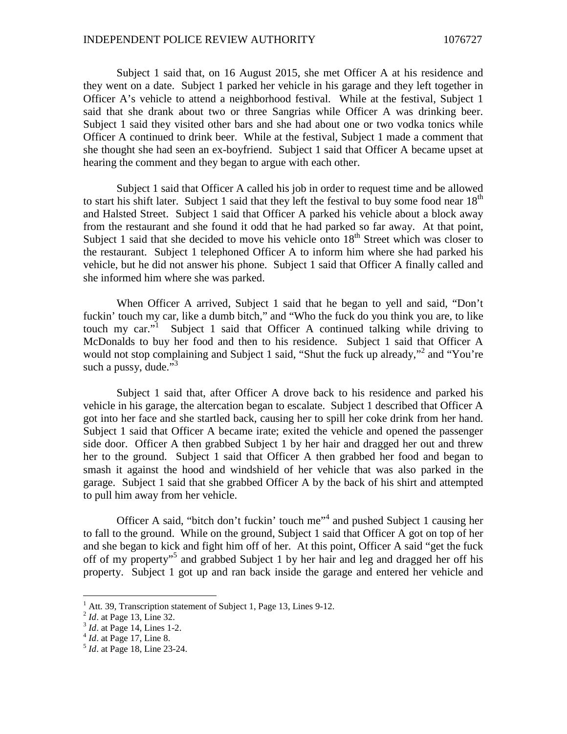Subject 1 said that, on 16 August 2015, she met Officer A at his residence and they went on a date. Subject 1 parked her vehicle in his garage and they left together in Officer A's vehicle to attend a neighborhood festival. While at the festival, Subject 1 said that she drank about two or three Sangrias while Officer A was drinking beer. Subject 1 said they visited other bars and she had about one or two vodka tonics while Officer A continued to drink beer. While at the festival, Subject 1 made a comment that she thought she had seen an ex-boyfriend. Subject 1 said that Officer A became upset at hearing the comment and they began to argue with each other.

Subject 1 said that Officer A called his job in order to request time and be allowed to start his shift later. Subject 1 said that they left the festival to buy some food near 18th and Halsted Street. Subject 1 said that Officer A parked his vehicle about a block away from the restaurant and she found it odd that he had parked so far away. At that point, Subject 1 said that she decided to move his vehicle onto 18th Street which was closer to the restaurant. Subject 1 telephoned Officer A to inform him where she had parked his vehicle, but he did not answer his phone. Subject 1 said that Officer A finally called and she informed him where she was parked.

When Officer A arrived, Subject 1 said that he began to yell and said, "Don't fuckin' touch my car, like a dumb bitch," and "Who the fuck do you think you are, to like touch my car."[1] Subject 1 said that Officer A continued talking while driving to McDonalds to buy her food and then to his residence. Subject 1 said that Officer A would not stop complaining and Subject 1 said, "Shut the fuck up already,"[2] and "You're such a pussy, dude."[3]

Subject 1 said that, after Officer A drove back to his residence and parked his vehicle in his garage, the altercation began to escalate. Subject 1 described that Officer A got into her face and she startled back, causing her to spill her coke drink from her hand. Subject 1 said that Officer A became irate; exited the vehicle and opened the passenger side door. Officer A then grabbed Subject 1 by her hair and dragged her out and threw her to the ground. Subject 1 said that Officer A then grabbed her food and began to smash it against the hood and windshield of her vehicle that was also parked in the garage. Subject 1 said that she grabbed Officer A by the back of his shirt and attempted to pull him away from her vehicle.

Officer A said, "bitch don't fuckin' touch me"[4] and pushed Subject 1 causing her to fall to the ground. While on the ground, Subject 1 said that Officer A got on top of her and she began to kick and fight him off of her. At this point, Officer A said "get the fuck off of my property"[5] and grabbed Subject 1 by her hair and leg and dragged her off his property. Subject 1 got up and ran back inside the garage and entered her vehicle and

[1] Att. 39, Transcription statement of Subject 1, Page 13, Lines 9-12.
[2] *Id*. at Page 13, Line 32.
[3] *Id*. at Page 14, Lines 1-2.
[4] *Id*. at Page 17, Line 8.
[5] *Id*. at Page 18, Line 23-24.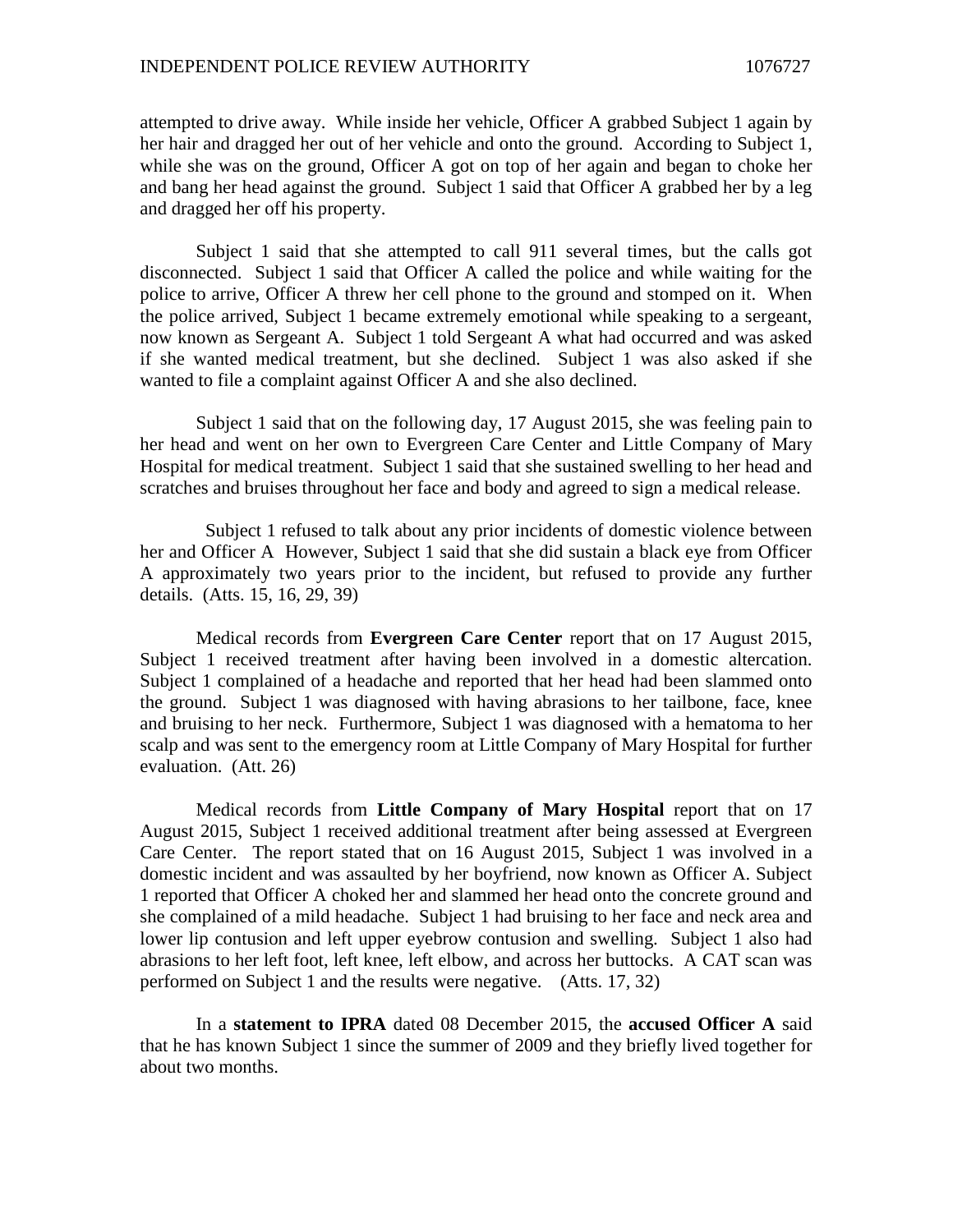attempted to drive away. While inside her vehicle, Officer A grabbed Subject 1 again by her hair and dragged her out of her vehicle and onto the ground. According to Subject 1, while she was on the ground, Officer A got on top of her again and began to choke her and bang her head against the ground. Subject 1 said that Officer A grabbed her by a leg and dragged her off his property.

Subject 1 said that she attempted to call 911 several times, but the calls got disconnected. Subject 1 said that Officer A called the police and while waiting for the police to arrive, Officer A threw her cell phone to the ground and stomped on it. When the police arrived, Subject 1 became extremely emotional while speaking to a sergeant, now known as Sergeant A. Subject 1 told Sergeant A what had occurred and was asked if she wanted medical treatment, but she declined. Subject 1 was also asked if she wanted to file a complaint against Officer A and she also declined.

Subject 1 said that on the following day, 17 August 2015, she was feeling pain to her head and went on her own to Evergreen Care Center and Little Company of Mary Hospital for medical treatment. Subject 1 said that she sustained swelling to her head and scratches and bruises throughout her face and body and agreed to sign a medical release.

Subject 1 refused to talk about any prior incidents of domestic violence between her and Officer A However, Subject 1 said that she did sustain a black eye from Officer A approximately two years prior to the incident, but refused to provide any further details. (Atts. 15, 16, 29, 39)

Medical records from **Evergreen Care Center** report that on 17 August 2015, Subject 1 received treatment after having been involved in a domestic altercation. Subject 1 complained of a headache and reported that her head had been slammed onto the ground. Subject 1 was diagnosed with having abrasions to her tailbone, face, knee and bruising to her neck. Furthermore, Subject 1 was diagnosed with a hematoma to her scalp and was sent to the emergency room at Little Company of Mary Hospital for further evaluation. (Att. 26)

Medical records from **Little Company of Mary Hospital** report that on 17 August 2015, Subject 1 received additional treatment after being assessed at Evergreen Care Center. The report stated that on 16 August 2015, Subject 1 was involved in a domestic incident and was assaulted by her boyfriend, now known as Officer A. Subject 1 reported that Officer A choked her and slammed her head onto the concrete ground and she complained of a mild headache. Subject 1 had bruising to her face and neck area and lower lip contusion and left upper eyebrow contusion and swelling. Subject 1 also had abrasions to her left foot, left knee, left elbow, and across her buttocks. A CAT scan was performed on Subject 1 and the results were negative. (Atts. 17, 32)

In a **statement to IPRA** dated 08 December 2015, the **accused Officer A** said that he has known Subject 1 since the summer of 2009 and they briefly lived together for about two months.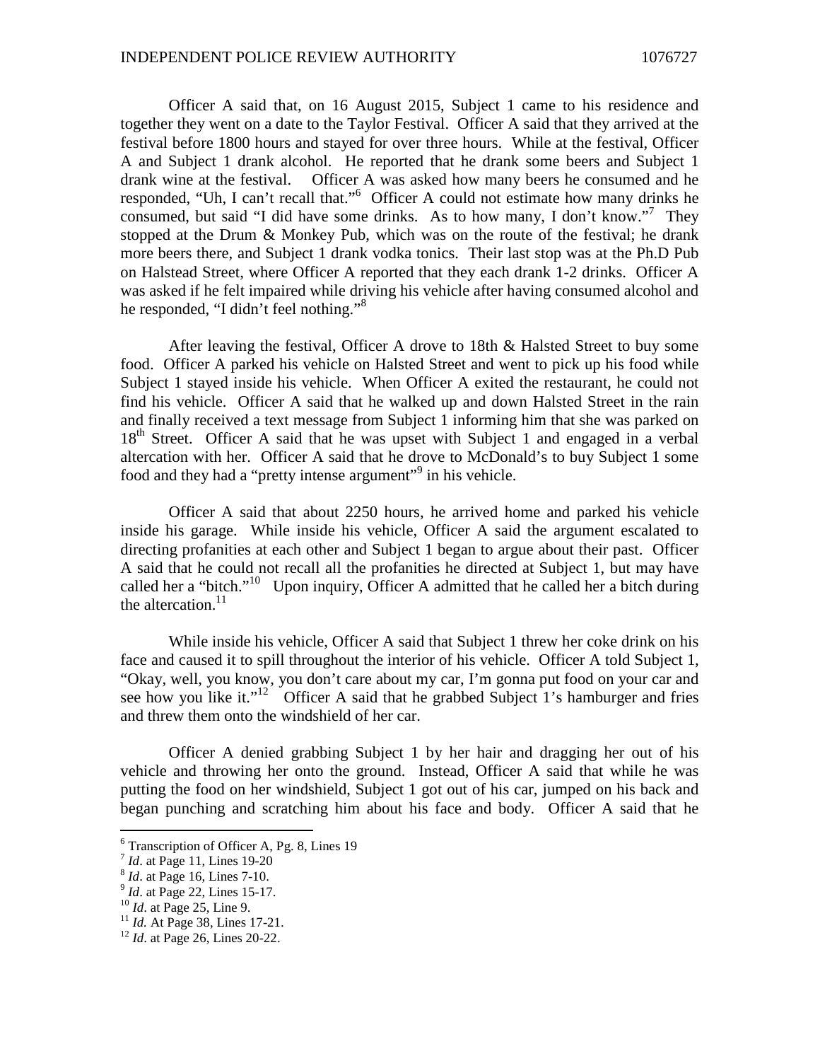Officer A said that, on 16 August 2015, Subject 1 came to his residence and together they went on a date to the Taylor Festival. Officer A said that they arrived at the festival before 1800 hours and stayed for over three hours. While at the festival, Officer A and Subject 1 drank alcohol. He reported that he drank some beers and Subject 1 drank wine at the festival. Officer A was asked how many beers he consumed and he responded, "Uh, I can't recall that."[6] Officer A could not estimate how many drinks he consumed, but said "I did have some drinks. As to how many, I don't know."[7] They stopped at the Drum & Monkey Pub, which was on the route of the festival; he drank more beers there, and Subject 1 drank vodka tonics. Their last stop was at the Ph.D Pub on Halstead Street, where Officer A reported that they each drank 1-2 drinks. Officer A was asked if he felt impaired while driving his vehicle after having consumed alcohol and he responded, "I didn't feel nothing."[8]

After leaving the festival, Officer A drove to 18th & Halsted Street to buy some food. Officer A parked his vehicle on Halsted Street and went to pick up his food while Subject 1 stayed inside his vehicle. When Officer A exited the restaurant, he could not find his vehicle. Officer A said that he walked up and down Halsted Street in the rain and finally received a text message from Subject 1 informing him that she was parked on 18th Street. Officer A said that he was upset with Subject 1 and engaged in a verbal altercation with her. Officer A said that he drove to McDonald's to buy Subject 1 some food and they had a "pretty intense argument"[9] in his vehicle.

Officer A said that about 2250 hours, he arrived home and parked his vehicle inside his garage. While inside his vehicle, Officer A said the argument escalated to directing profanities at each other and Subject 1 began to argue about their past. Officer A said that he could not recall all the profanities he directed at Subject 1, but may have called her a "bitch."[10] Upon inquiry, Officer A admitted that he called her a bitch during the altercation.[11]

While inside his vehicle, Officer A said that Subject 1 threw her coke drink on his face and caused it to spill throughout the interior of his vehicle. Officer A told Subject 1, "Okay, well, you know, you don't care about my car, I'm gonna put food on your car and see how you like it."[12] Officer A said that he grabbed Subject 1's hamburger and fries and threw them onto the windshield of her car.

Officer A denied grabbing Subject 1 by her hair and dragging her out of his vehicle and throwing her onto the ground. Instead, Officer A said that while he was putting the food on her windshield, Subject 1 got out of his car, jumped on his back and began punching and scratching him about his face and body. Officer A said that he

---

[6] Transcription of Officer A, Pg. 8, Lines 19

[7] *Id*. at Page 11, Lines 19-20

[8] *Id*. at Page 16, Lines 7-10.

[9] *Id*. at Page 22, Lines 15-17.

[10] *Id*. at Page 25, Line 9.

[11] *Id.* At Page 38, Lines 17-21.

[12] *Id*. at Page 26, Lines 20-22.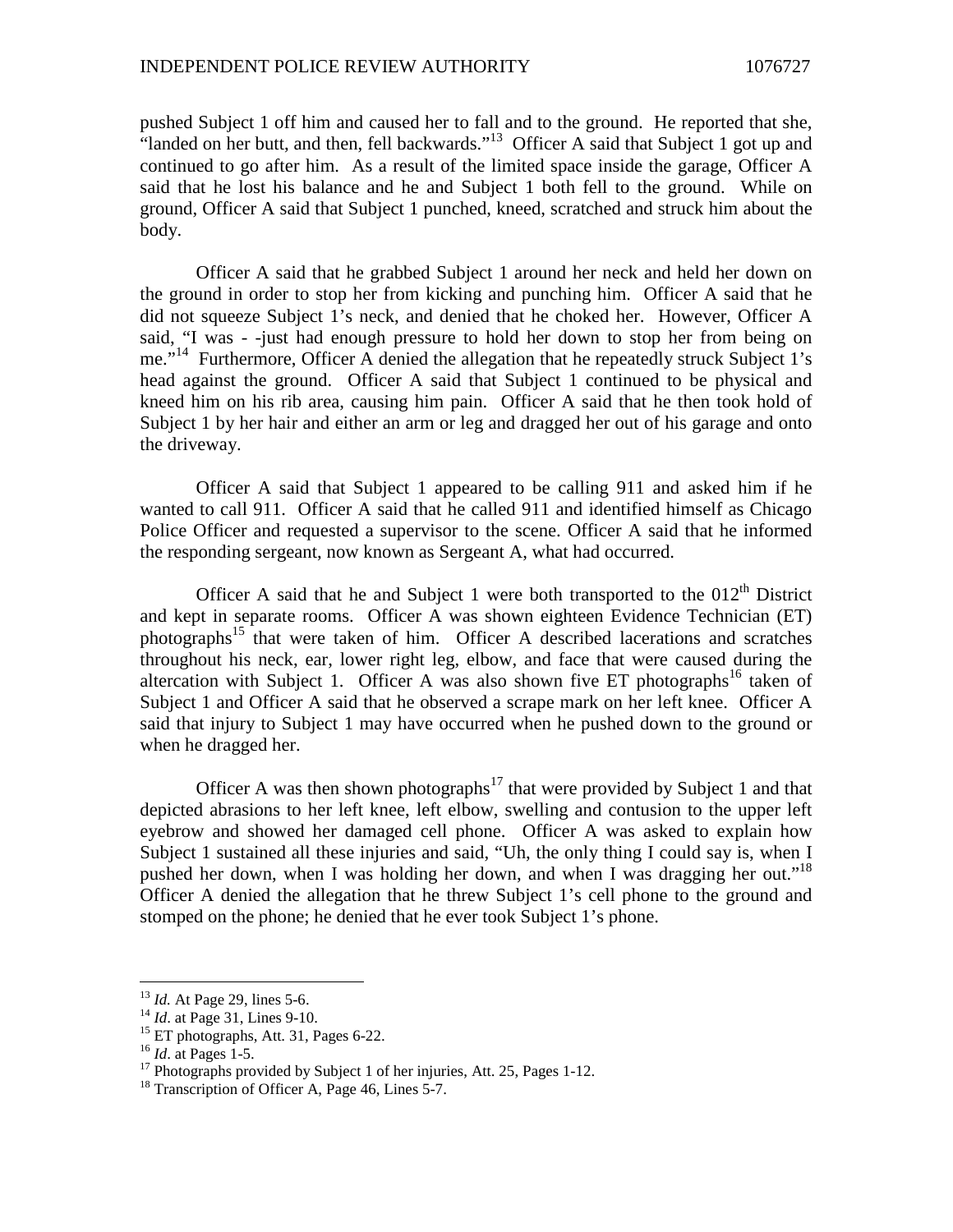pushed Subject 1 off him and caused her to fall and to the ground. He reported that she, "landed on her butt, and then, fell backwards."[13] Officer A said that Subject 1 got up and continued to go after him. As a result of the limited space inside the garage, Officer A said that he lost his balance and he and Subject 1 both fell to the ground. While on ground, Officer A said that Subject 1 punched, kneed, scratched and struck him about the body.

Officer A said that he grabbed Subject 1 around her neck and held her down on the ground in order to stop her from kicking and punching him. Officer A said that he did not squeeze Subject 1's neck, and denied that he choked her. However, Officer A said, "I was - -just had enough pressure to hold her down to stop her from being on me."[14] Furthermore, Officer A denied the allegation that he repeatedly struck Subject 1's head against the ground. Officer A said that Subject 1 continued to be physical and kneed him on his rib area, causing him pain. Officer A said that he then took hold of Subject 1 by her hair and either an arm or leg and dragged her out of his garage and onto the driveway.

Officer A said that Subject 1 appeared to be calling 911 and asked him if he wanted to call 911. Officer A said that he called 911 and identified himself as Chicago Police Officer and requested a supervisor to the scene. Officer A said that he informed the responding sergeant, now known as Sergeant A, what had occurred.

Officer A said that he and Subject 1 were both transported to the 012th District and kept in separate rooms. Officer A was shown eighteen Evidence Technician (ET) photographs[15] that were taken of him. Officer A described lacerations and scratches throughout his neck, ear, lower right leg, elbow, and face that were caused during the altercation with Subject 1. Officer A was also shown five ET photographs[16] taken of Subject 1 and Officer A said that he observed a scrape mark on her left knee. Officer A said that injury to Subject 1 may have occurred when he pushed down to the ground or when he dragged her.

Officer A was then shown photographs[17] that were provided by Subject 1 and that depicted abrasions to her left knee, left elbow, swelling and contusion to the upper left eyebrow and showed her damaged cell phone. Officer A was asked to explain how Subject 1 sustained all these injuries and said, "Uh, the only thing I could say is, when I pushed her down, when I was holding her down, and when I was dragging her out."[18] Officer A denied the allegation that he threw Subject 1's cell phone to the ground and stomped on the phone; he denied that he ever took Subject 1's phone.

---

[13] *Id.* At Page 29, lines 5-6.
[14] *Id*. at Page 31, Lines 9-10.
[15] ET photographs, Att. 31, Pages 6-22.
[16] *Id*. at Pages 1-5.
[17] Photographs provided by Subject 1 of her injuries, Att. 25, Pages 1-12.
[18] Transcription of Officer A, Page 46, Lines 5-7.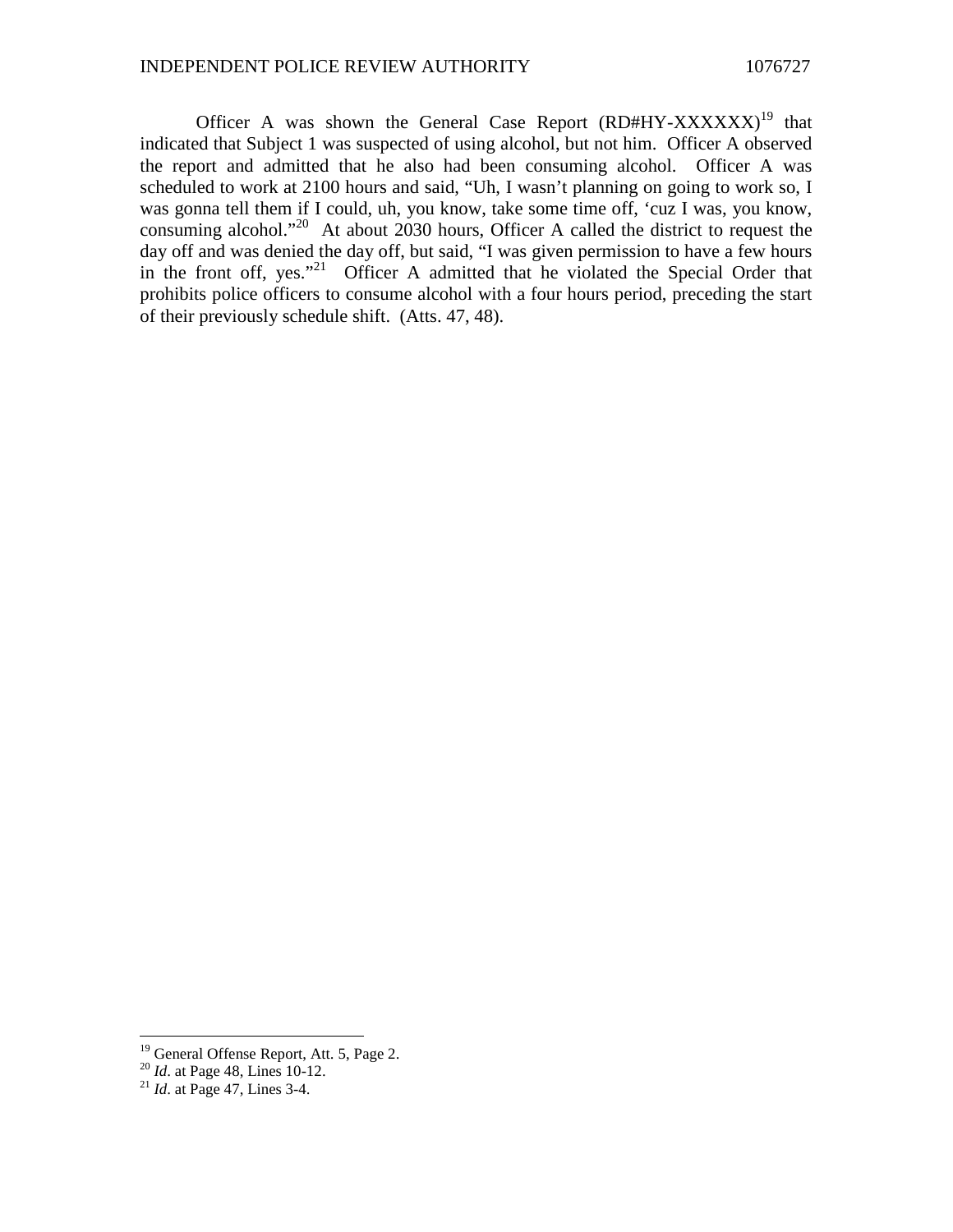Officer A was shown the General Case Report (RD#HY-XXXXXX)[19] that indicated that Subject 1 was suspected of using alcohol, but not him. Officer A observed the report and admitted that he also had been consuming alcohol. Officer A was scheduled to work at 2100 hours and said, "Uh, I wasn't planning on going to work so, I was gonna tell them if I could, uh, you know, take some time off, 'cuz I was, you know, consuming alcohol."[20] At about 2030 hours, Officer A called the district to request the day off and was denied the day off, but said, "I was given permission to have a few hours in the front off, yes."[21] Officer A admitted that he violated the Special Order that prohibits police officers to consume alcohol with a four hours period, preceding the start of their previously schedule shift. (Atts. 47, 48).

---

[19] General Offense Report, Att. 5, Page 2.

[20] *Id*. at Page 48, Lines 10-12.

[21] *Id*. at Page 47, Lines 3-4.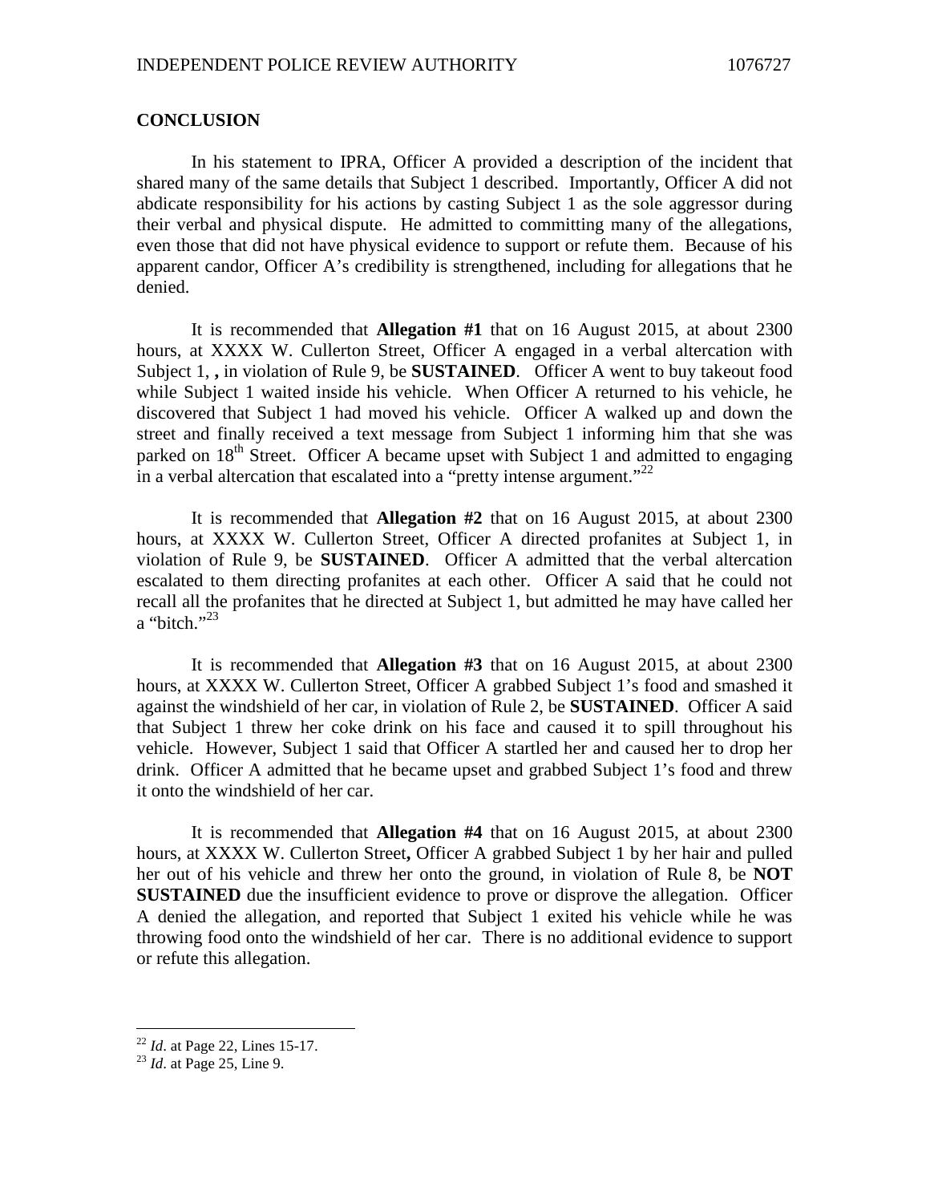## CONCLUSION

In his statement to IPRA, Officer A provided a description of the incident that shared many of the same details that Subject 1 described. Importantly, Officer A did not abdicate responsibility for his actions by casting Subject 1 as the sole aggressor during their verbal and physical dispute. He admitted to committing many of the allegations, even those that did not have physical evidence to support or refute them. Because of his apparent candor, Officer A's credibility is strengthened, including for allegations that he denied.

It is recommended that **Allegation #1** that on 16 August 2015, at about 2300 hours, at XXXX W. Cullerton Street, Officer A engaged in a verbal altercation with Subject 1, **,** in violation of Rule 9, be **SUSTAINED**. Officer A went to buy takeout food while Subject 1 waited inside his vehicle. When Officer A returned to his vehicle, he discovered that Subject 1 had moved his vehicle. Officer A walked up and down the street and finally received a text message from Subject 1 informing him that she was parked on 18th Street. Officer A became upset with Subject 1 and admitted to engaging in a verbal altercation that escalated into a "pretty intense argument."[22]

It is recommended that **Allegation #2** that on 16 August 2015, at about 2300 hours, at XXXX W. Cullerton Street, Officer A directed profanites at Subject 1, in violation of Rule 9, be **SUSTAINED**. Officer A admitted that the verbal altercation escalated to them directing profanites at each other. Officer A said that he could not recall all the profanites that he directed at Subject 1, but admitted he may have called her a "bitch."[23]

It is recommended that **Allegation #3** that on 16 August 2015, at about 2300 hours, at XXXX W. Cullerton Street, Officer A grabbed Subject 1's food and smashed it against the windshield of her car, in violation of Rule 2, be **SUSTAINED**. Officer A said that Subject 1 threw her coke drink on his face and caused it to spill throughout his vehicle. However, Subject 1 said that Officer A startled her and caused her to drop her drink. Officer A admitted that he became upset and grabbed Subject 1's food and threw it onto the windshield of her car.

It is recommended that **Allegation #4** that on 16 August 2015, at about 2300 hours, at XXXX W. Cullerton Street**,** Officer A grabbed Subject 1 by her hair and pulled her out of his vehicle and threw her onto the ground, in violation of Rule 8, be **NOT SUSTAINED** due the insufficient evidence to prove or disprove the allegation. Officer A denied the allegation, and reported that Subject 1 exited his vehicle while he was throwing food onto the windshield of her car. There is no additional evidence to support or refute this allegation.

---

[22] *Id*. at Page 22, Lines 15-17.

[23] *Id*. at Page 25, Line 9.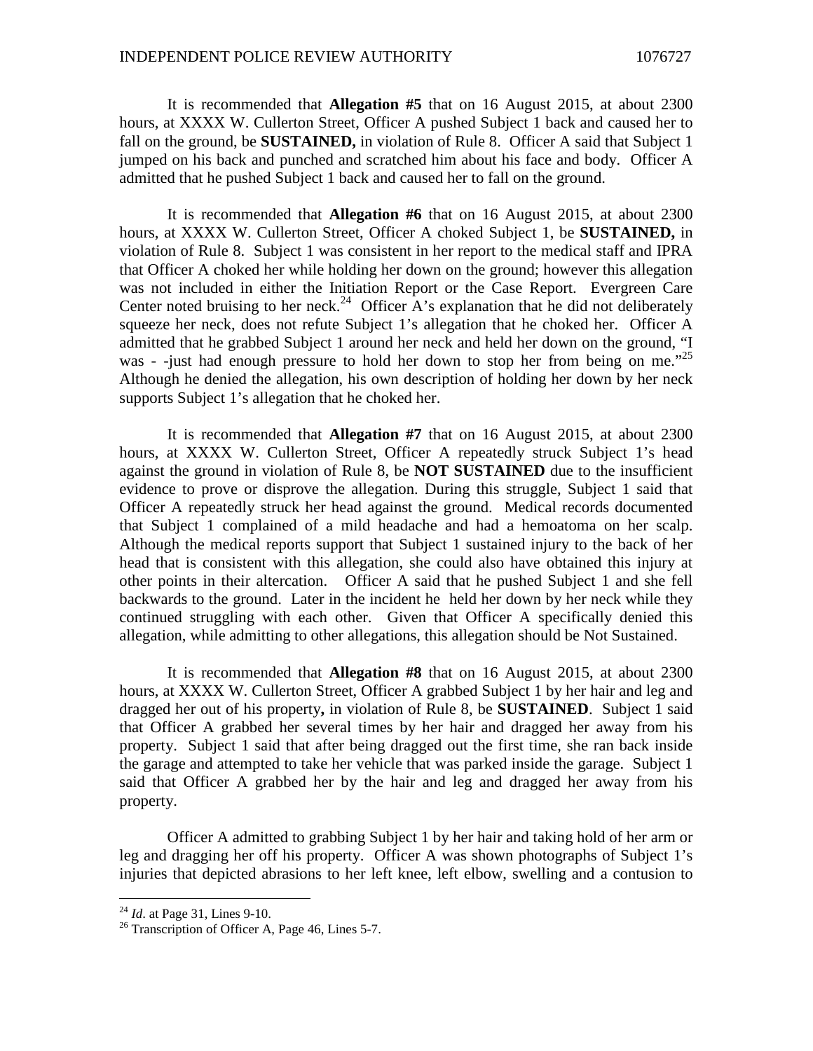It is recommended that **Allegation #5** that on 16 August 2015, at about 2300 hours, at XXXX W. Cullerton Street, Officer A pushed Subject 1 back and caused her to fall on the ground, be **SUSTAINED,** in violation of Rule 8. Officer A said that Subject 1 jumped on his back and punched and scratched him about his face and body. Officer A admitted that he pushed Subject 1 back and caused her to fall on the ground.

It is recommended that **Allegation #6** that on 16 August 2015, at about 2300 hours, at XXXX W. Cullerton Street, Officer A choked Subject 1, be **SUSTAINED,** in violation of Rule 8. Subject 1 was consistent in her report to the medical staff and IPRA that Officer A choked her while holding her down on the ground; however this allegation was not included in either the Initiation Report or the Case Report. Evergreen Care Center noted bruising to her neck.[24] Officer A's explanation that he did not deliberately squeeze her neck, does not refute Subject 1's allegation that he choked her. Officer A admitted that he grabbed Subject 1 around her neck and held her down on the ground, "I was - -just had enough pressure to hold her down to stop her from being on me."[25] Although he denied the allegation, his own description of holding her down by her neck supports Subject 1's allegation that he choked her.

It is recommended that **Allegation #7** that on 16 August 2015, at about 2300 hours, at XXXX W. Cullerton Street, Officer A repeatedly struck Subject 1's head against the ground in violation of Rule 8, be **NOT SUSTAINED** due to the insufficient evidence to prove or disprove the allegation. During this struggle, Subject 1 said that Officer A repeatedly struck her head against the ground. Medical records documented that Subject 1 complained of a mild headache and had a hemoatoma on her scalp. Although the medical reports support that Subject 1 sustained injury to the back of her head that is consistent with this allegation, she could also have obtained this injury at other points in their altercation. Officer A said that he pushed Subject 1 and she fell backwards to the ground. Later in the incident he held her down by her neck while they continued struggling with each other. Given that Officer A specifically denied this allegation, while admitting to other allegations, this allegation should be Not Sustained.

It is recommended that **Allegation #8** that on 16 August 2015, at about 2300 hours, at XXXX W. Cullerton Street, Officer A grabbed Subject 1 by her hair and leg and dragged her out of his property**,** in violation of Rule 8, be **SUSTAINED**. Subject 1 said that Officer A grabbed her several times by her hair and dragged her away from his property. Subject 1 said that after being dragged out the first time, she ran back inside the garage and attempted to take her vehicle that was parked inside the garage. Subject 1 said that Officer A grabbed her by the hair and leg and dragged her away from his property.

Officer A admitted to grabbing Subject 1 by her hair and taking hold of her arm or leg and dragging her off his property. Officer A was shown photographs of Subject 1's injuries that depicted abrasions to her left knee, left elbow, swelling and a contusion to

---

[24] *Id*. at Page 31, Lines 9-10.

[26] Transcription of Officer A, Page 46, Lines 5-7.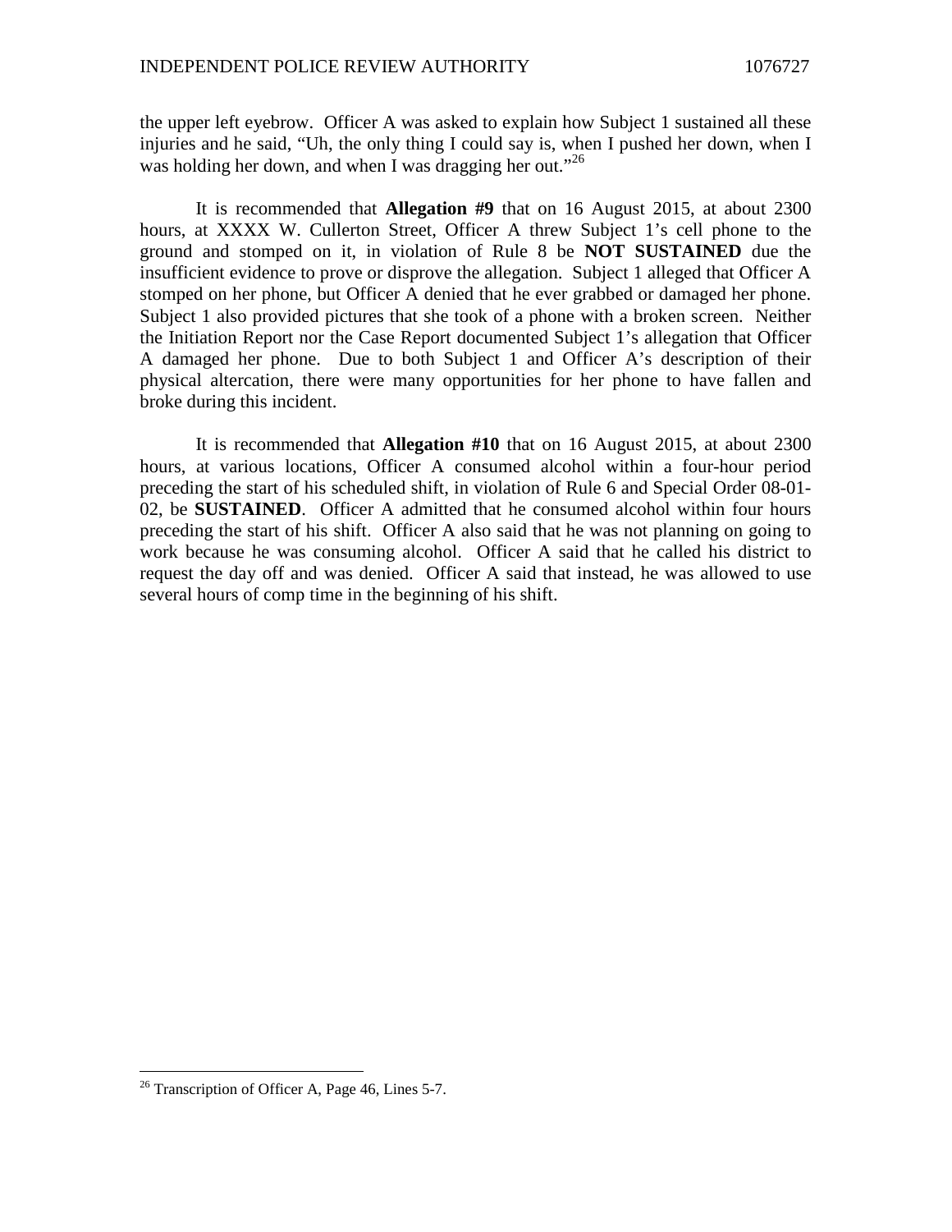the upper left eyebrow. Officer A was asked to explain how Subject 1 sustained all these injuries and he said, "Uh, the only thing I could say is, when I pushed her down, when I was holding her down, and when I was dragging her out."[26]

It is recommended that **Allegation #9** that on 16 August 2015, at about 2300 hours, at XXXX W. Cullerton Street, Officer A threw Subject 1's cell phone to the ground and stomped on it, in violation of Rule 8 be **NOT SUSTAINED** due the insufficient evidence to prove or disprove the allegation. Subject 1 alleged that Officer A stomped on her phone, but Officer A denied that he ever grabbed or damaged her phone. Subject 1 also provided pictures that she took of a phone with a broken screen. Neither the Initiation Report nor the Case Report documented Subject 1's allegation that Officer A damaged her phone. Due to both Subject 1 and Officer A's description of their physical altercation, there were many opportunities for her phone to have fallen and broke during this incident.

It is recommended that **Allegation #10** that on 16 August 2015, at about 2300 hours, at various locations, Officer A consumed alcohol within a four-hour period preceding the start of his scheduled shift, in violation of Rule 6 and Special Order 08-01-02, be **SUSTAINED**. Officer A admitted that he consumed alcohol within four hours preceding the start of his shift. Officer A also said that he was not planning on going to work because he was consuming alcohol. Officer A said that he called his district to request the day off and was denied. Officer A said that instead, he was allowed to use several hours of comp time in the beginning of his shift.

[26] Transcription of Officer A, Page 46, Lines 5-7.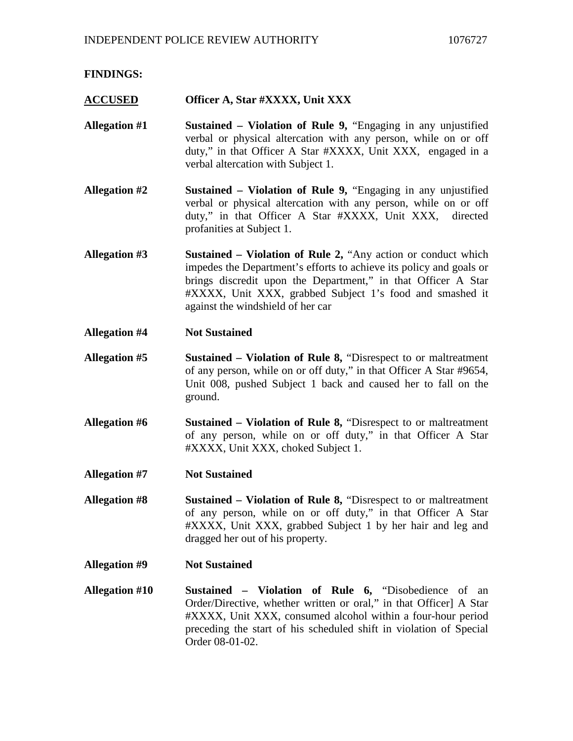**FINDINGS:**

**ACCUSED** **Officer A, Star #XXXX, Unit XXX**

**Allegation #1** **Sustained – Violation of Rule 9,** "Engaging in any unjustified verbal or physical altercation with any person, while on or off duty," in that Officer A Star #XXXX, Unit XXX, engaged in a verbal altercation with Subject 1.

**Allegation #2** **Sustained – Violation of Rule 9,** "Engaging in any unjustified verbal or physical altercation with any person, while on or off duty," in that Officer A Star #XXXX, Unit XXX, directed profanities at Subject 1.

**Allegation #3** **Sustained – Violation of Rule 2,** "Any action or conduct which impedes the Department's efforts to achieve its policy and goals or brings discredit upon the Department," in that Officer A Star #XXXX, Unit XXX, grabbed Subject 1's food and smashed it against the windshield of her car

**Allegation #4** **Not Sustained**

**Allegation #5** **Sustained – Violation of Rule 8,** "Disrespect to or maltreatment of any person, while on or off duty," in that Officer A Star #9654, Unit 008, pushed Subject 1 back and caused her to fall on the ground.

**Allegation #6** **Sustained – Violation of Rule 8,** "Disrespect to or maltreatment of any person, while on or off duty," in that Officer A Star #XXXX, Unit XXX, choked Subject 1.

**Allegation #7** **Not Sustained**

**Allegation #8** **Sustained – Violation of Rule 8,** "Disrespect to or maltreatment of any person, while on or off duty," in that Officer A Star #XXXX, Unit XXX, grabbed Subject 1 by her hair and leg and dragged her out of his property.

**Allegation #9** **Not Sustained**

**Allegation #10** **Sustained – Violation of Rule 6,** "Disobedience of an Order/Directive, whether written or oral," in that Officer] A Star #XXXX, Unit XXX, consumed alcohol within a four-hour period preceding the start of his scheduled shift in violation of Special Order 08-01-02.